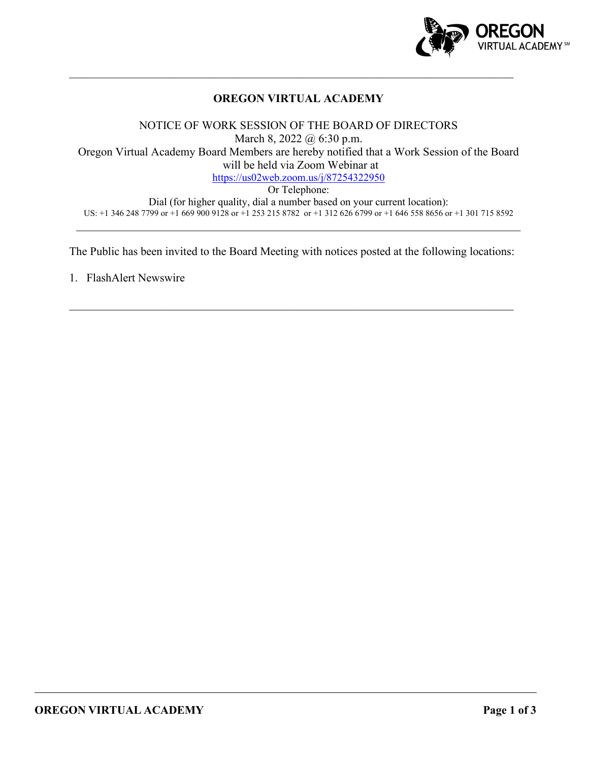# OREGON VIRTUAL ACADEMY

NOTICE OF WORK SESSION OF THE BOARD OF DIRECTORS
March 8, 2022 @ 6:30 p.m.
Oregon Virtual Academy Board Members are hereby notified that a Work Session of the Board will be held via Zoom Webinar at
https://us02web.zoom.us/j/87254322950
Or Telephone:
Dial (for higher quality, dial a number based on your current location):
US: +1 346 248 7799 or +1 669 900 9128 or +1 253 215 8782 or +1 312 626 6799 or +1 646 558 8656 or +1 301 715 8592

---

The Public has been invited to the Board Meeting with notices posted at the following locations:

1. FlashAlert Newswire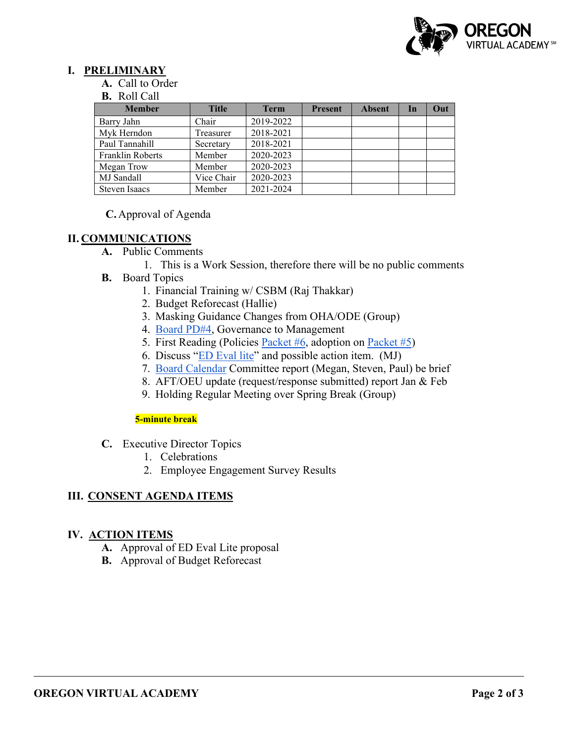## I. PRELIMINARY

**A.** Call to Order

**B.** Roll Call

| Member | Title | Term | Present | Absent | In | Out |
|---|---|---|---|---|---|---|
| Barry Jahn | Chair | 2019-2022 | | | | |
| Myk Herndon | Treasurer | 2018-2021 | | | | |
| Paul Tannahill | Secretary | 2018-2021 | | | | |
| Franklin Roberts | Member | 2020-2023 | | | | |
| Megan Trow | Member | 2020-2023 | | | | |
| MJ Sandall | Vice Chair | 2020-2023 | | | | |
| Steven Isaacs | Member | 2021-2024 | | | | |

**C.** Approval of Agenda

## II. COMMUNICATIONS

**A.** Public Comments

1. This is a Work Session, therefore there will be no public comments

**B.** Board Topics

1. Financial Training w/ CSBM (Raj Thakkar)
2. Budget Reforecast (Hallie)
3. Masking Guidance Changes from OHA/ODE (Group)
4. Board PD#4, Governance to Management
5. First Reading (Policies Packet #6, adoption on Packet #5)
6. Discuss "ED Eval lite" and possible action item. (MJ)
7. Board Calendar Committee report (Megan, Steven, Paul) be brief
8. AFT/OEU update (request/response submitted) report Jan & Feb
9. Holding Regular Meeting over Spring Break (Group)

**5-minute break**

**C.** Executive Director Topics

1. Celebrations
2. Employee Engagement Survey Results

## III. CONSENT AGENDA ITEMS

## IV. ACTION ITEMS

**A.** Approval of ED Eval Lite proposal

**B.** Approval of Budget Reforecast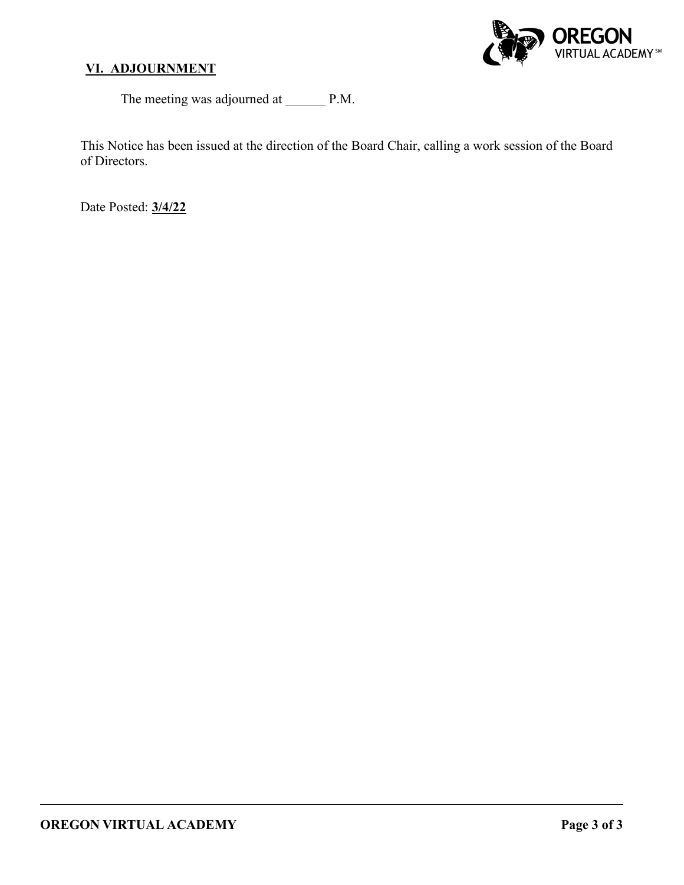## VI. ADJOURNMENT

The meeting was adjourned at ______ P.M.

This Notice has been issued at the direction of the Board Chair, calling a work session of the Board of Directors.

Date Posted: **3/4/22**